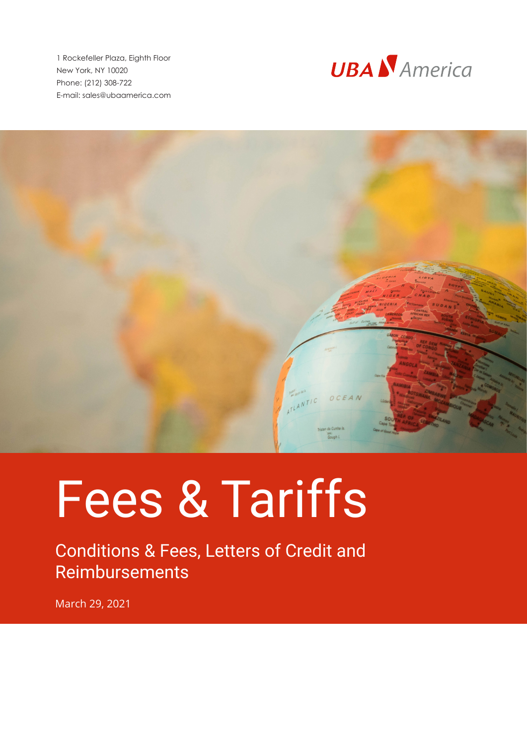1 Rockefeller Plaza, Eighth Floor
New York, NY 10020
Phone: (212) 308-722
E-mail: sales@ubaamerica.com

UBA America

# Fees & Tariffs

## Conditions & Fees, Letters of Credit and Reimbursements

March 29, 2021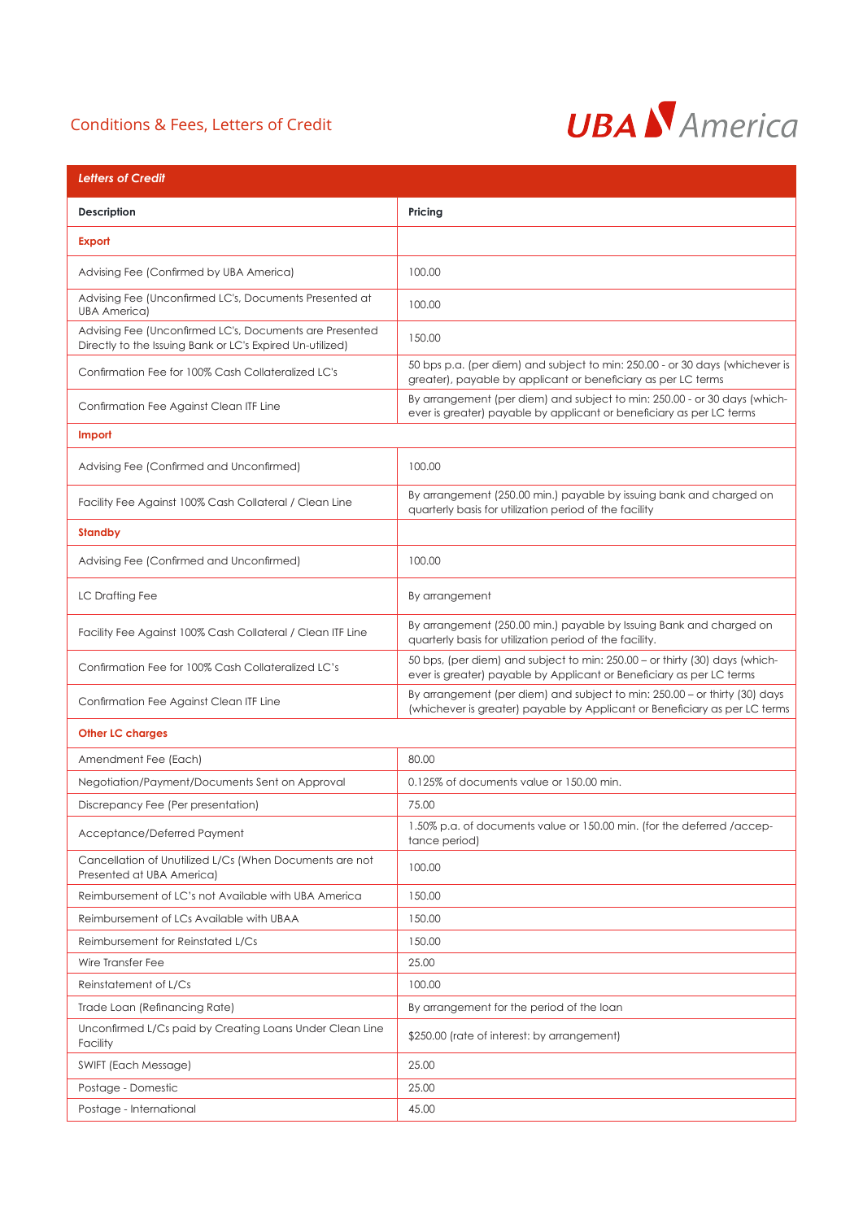## Conditions & Fees, Letters of Credit

| Letters of Credit | |
|---|---|
| **Description** | **Pricing** |
| **Export** | |
| Advising Fee (Confirmed by UBA America) | 100.00 |
| Advising Fee (Unconfirmed LC's, Documents Presented at UBA America) | 100.00 |
| Advising Fee (Unconfirmed LC's, Documents are Presented Directly to the Issuing Bank or LC's Expired Un-utilized) | 150.00 |
| Confirmation Fee for 100% Cash Collateralized LC's | 50 bps p.a. (per diem) and subject to min: 250.00 - or 30 days (whichever is greater), payable by applicant or beneficiary as per LC terms |
| Confirmation Fee Against Clean ITF Line | By arrangement (per diem) and subject to min: 250.00 - or 30 days (whichever is greater) payable by applicant or beneficiary as per LC terms |
| **Import** | |
| Advising Fee (Confirmed and Unconfirmed) | 100.00 |
| Facility Fee Against 100% Cash Collateral / Clean Line | By arrangement (250.00 min.) payable by issuing bank and charged on quarterly basis for utilization period of the facility |
| **Standby** | |
| Advising Fee (Confirmed and Unconfirmed) | 100.00 |
| LC Drafting Fee | By arrangement |
| Facility Fee Against 100% Cash Collateral / Clean ITF Line | By arrangement (250.00 min.) payable by Issuing Bank and charged on quarterly basis for utilization period of the facility. |
| Confirmation Fee for 100% Cash Collateralized LC's | 50 bps, (per diem) and subject to min: 250.00 – or thirty (30) days (whichever is greater) payable by Applicant or Beneficiary as per LC terms |
| Confirmation Fee Against Clean ITF Line | By arrangement (per diem) and subject to min: 250.00 – or thirty (30) days (whichever is greater) payable by Applicant or Beneficiary as per LC terms |
| **Other LC charges** | |
| Amendment Fee (Each) | 80.00 |
| Negotiation/Payment/Documents Sent on Approval | 0.125% of documents value or 150.00 min. |
| Discrepancy Fee (Per presentation) | 75.00 |
| Acceptance/Deferred Payment | 1.50% p.a. of documents value or 150.00 min. (for the deferred /acceptance period) |
| Cancellation of Unutilized L/Cs (When Documents are not Presented at UBA America) | 100.00 |
| Reimbursement of LC's not Available with UBA America | 150.00 |
| Reimbursement of LCs Available with UBAA | 150.00 |
| Reimbursement for Reinstated L/Cs | 150.00 |
| Wire Transfer Fee | 25.00 |
| Reinstatement of L/Cs | 100.00 |
| Trade Loan (Refinancing Rate) | By arrangement for the period of the loan |
| Unconfirmed L/Cs paid by Creating Loans Under Clean Line Facility | $250.00 (rate of interest: by arrangement) |
| SWIFT (Each Message) | 25.00 |
| Postage - Domestic | 25.00 |
| Postage - International | 45.00 |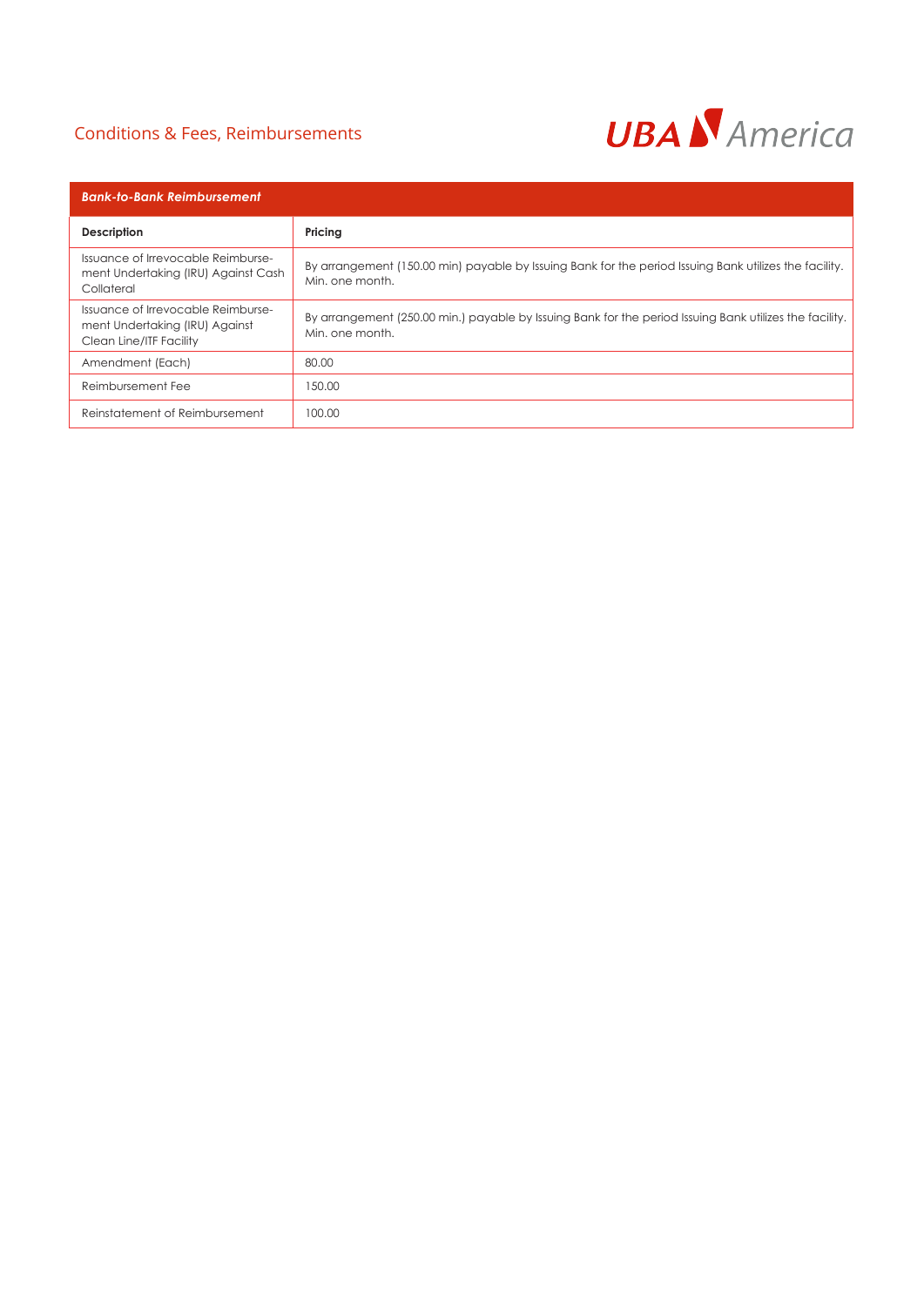Conditions & Fees, Reimbursements

UBA America

| Bank-to-Bank Reimbursement | |
|---|---|
| **Description** | **Pricing** |
| Issuance of Irrevocable Reimbursement Undertaking (IRU) Against Cash Collateral | By arrangement (150.00 min) payable by Issuing Bank for the period Issuing Bank utilizes the facility. Min. one month. |
| Issuance of Irrevocable Reimbursement Undertaking (IRU) Against Clean Line/ITF Facility | By arrangement (250.00 min.) payable by Issuing Bank for the period Issuing Bank utilizes the facility. Min. one month. |
| Amendment (Each) | 80.00 |
| Reimbursement Fee | 150.00 |
| Reinstatement of Reimbursement | 100.00 |